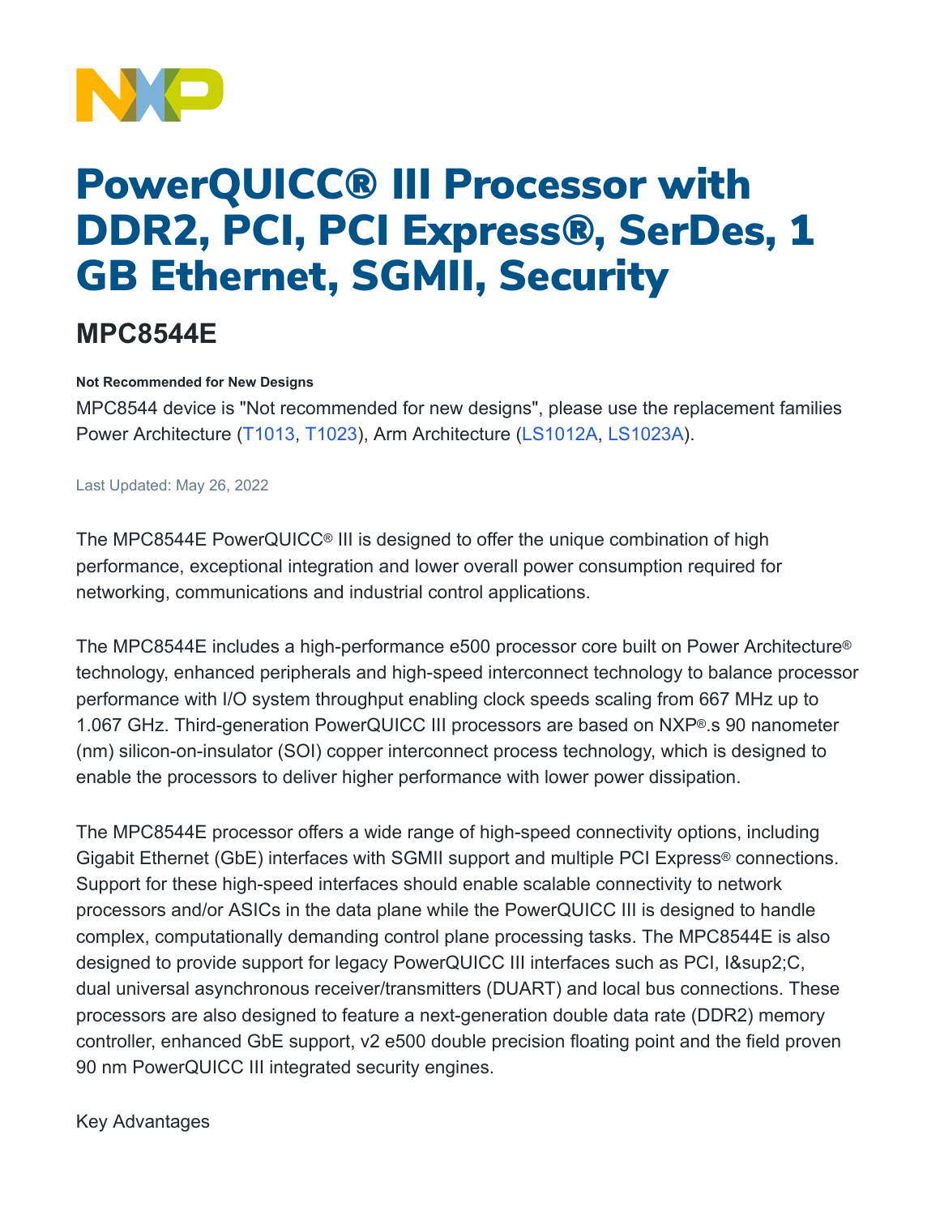# PowerQUICC® III Processor with DDR2, PCI, PCI Express®, SerDes, 1 GB Ethernet, SGMII, Security

## MPC8544E

**Not Recommended for New Designs**

MPC8544 device is "Not recommended for new designs", please use the replacement families Power Architecture (T1013, T1023), Arm Architecture (LS1012A, LS1023A).

Last Updated: May 26, 2022

The MPC8544E PowerQUICC® III is designed to offer the unique combination of high performance, exceptional integration and lower overall power consumption required for networking, communications and industrial control applications.

The MPC8544E includes a high-performance e500 processor core built on Power Architecture® technology, enhanced peripherals and high-speed interconnect technology to balance processor performance with I/O system throughput enabling clock speeds scaling from 667 MHz up to 1.067 GHz. Third-generation PowerQUICC III processors are based on NXP®.s 90 nanometer (nm) silicon-on-insulator (SOI) copper interconnect process technology, which is designed to enable the processors to deliver higher performance with lower power dissipation.

The MPC8544E processor offers a wide range of high-speed connectivity options, including Gigabit Ethernet (GbE) interfaces with SGMII support and multiple PCI Express® connections. Support for these high-speed interfaces should enable scalable connectivity to network processors and/or ASICs in the data plane while the PowerQUICC III is designed to handle complex, computationally demanding control plane processing tasks. The MPC8544E is also designed to provide support for legacy PowerQUICC III interfaces such as PCI, I&sup2;C, dual universal asynchronous receiver/transmitters (DUART) and local bus connections. These processors are also designed to feature a next-generation double data rate (DDR2) memory controller, enhanced GbE support, v2 e500 double precision floating point and the field proven 90 nm PowerQUICC III integrated security engines.

Key Advantages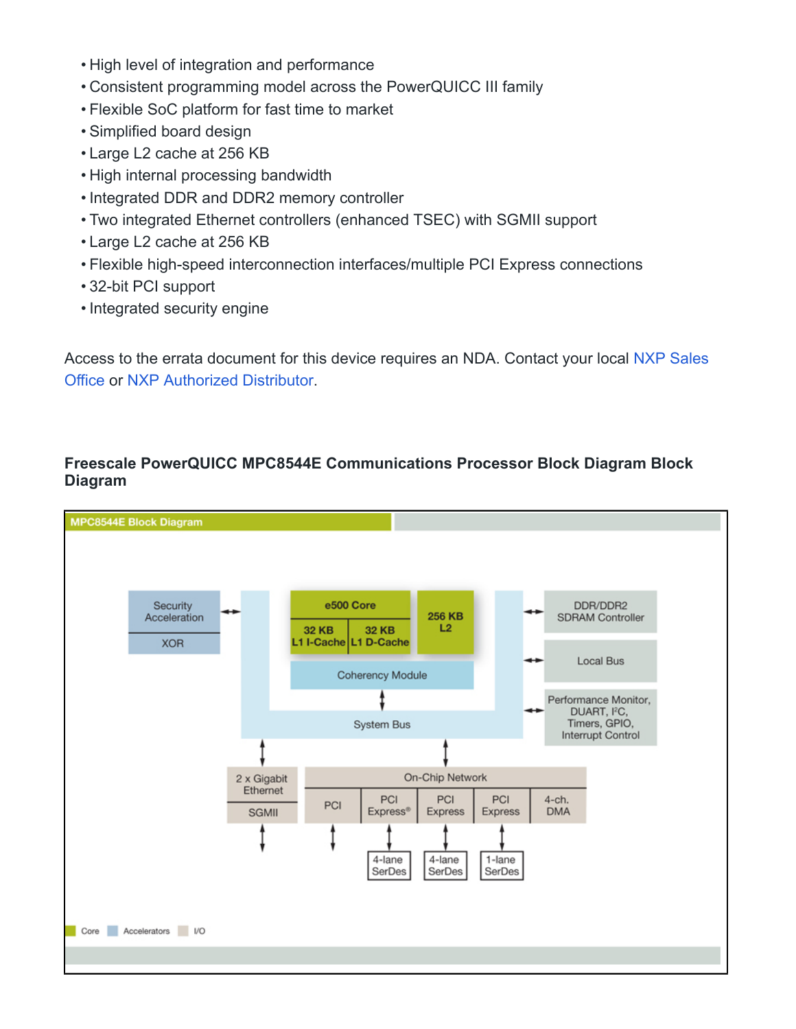- High level of integration and performance
- Consistent programming model across the PowerQUICC III family
- Flexible SoC platform for fast time to market
- Simplified board design
- Large L2 cache at 256 KB
- High internal processing bandwidth
- Integrated DDR and DDR2 memory controller
- Two integrated Ethernet controllers (enhanced TSEC) with SGMII support
- Large L2 cache at 256 KB
- Flexible high-speed interconnection interfaces/multiple PCI Express connections
- 32-bit PCI support
- Integrated security engine

Access to the errata document for this device requires an NDA. Contact your local NXP Sales Office or NXP Authorized Distributor.

### Freescale PowerQUICC MPC8544E Communications Processor Block Diagram Block Diagram

MPC8544E Block Diagram

Security Acceleration
XOR

e500 Core
32 KB L1 I-Cache
32 KB L1 D-Cache
256 KB L2
Coherency Module
System Bus

DDR/DDR2 SDRAM Controller
Local Bus
Performance Monitor, DUART, I²C, Timers, GPIO, Interrupt Control

2 x Gigabit Ethernet
SGMII

On-Chip Network
PCI
PCI Express®
PCI Express
PCI Express
4-ch. DMA

4-lane SerDes
4-lane SerDes
1-lane SerDes

Core
Accelerators
I/O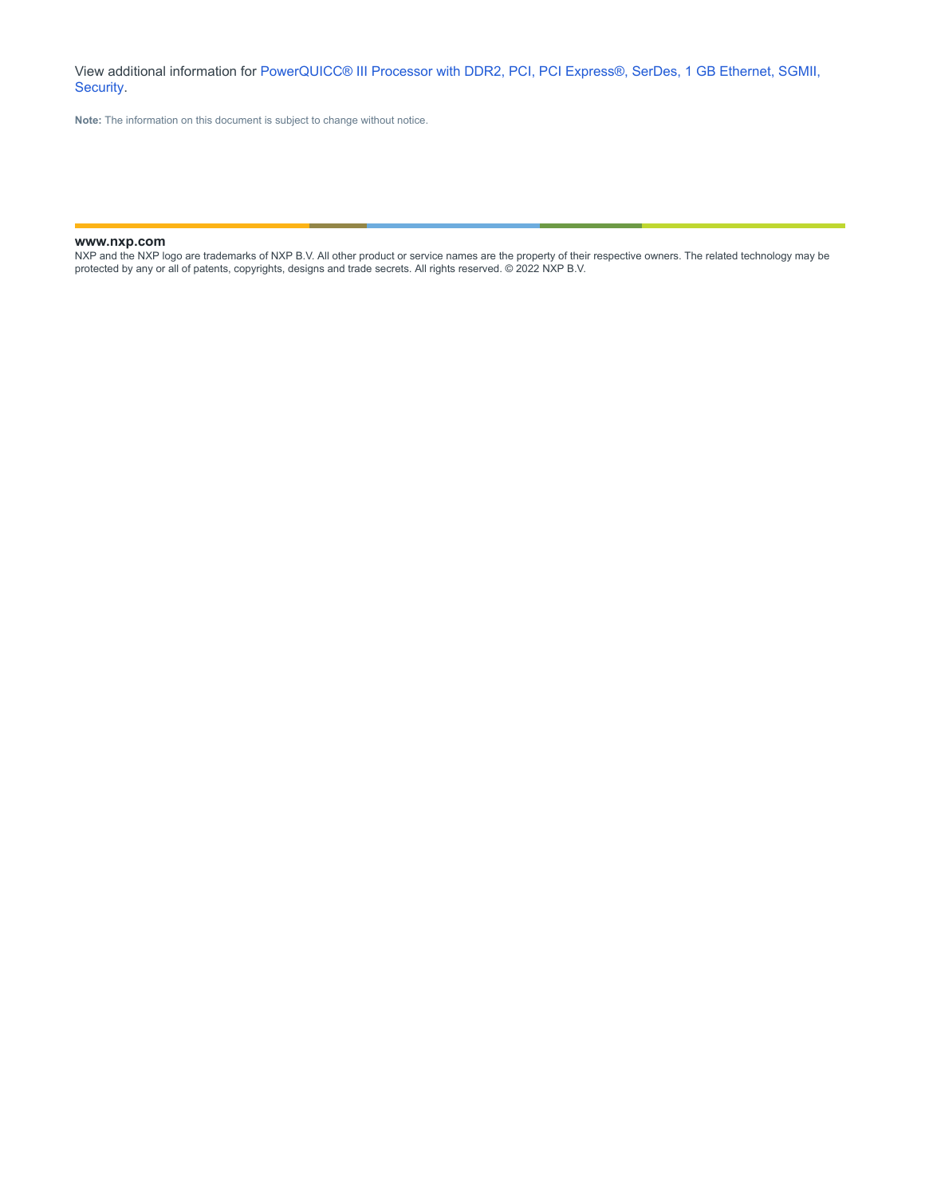View additional information for PowerQUICC® III Processor with DDR2, PCI, PCI Express®, SerDes, 1 GB Ethernet, SGMII, Security.

**Note:** The information on this document is subject to change without notice.

**www.nxp.com**

NXP and the NXP logo are trademarks of NXP B.V. All other product or service names are the property of their respective owners. The related technology may be protected by any or all of patents, copyrights, designs and trade secrets. All rights reserved. © 2022 NXP B.V.